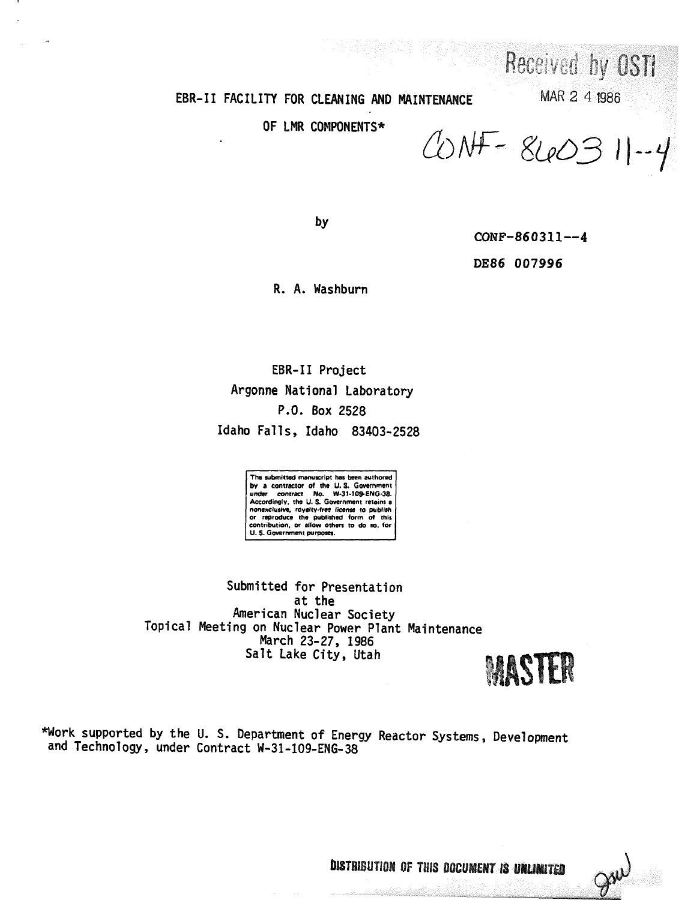Received by OSTI

MAR 2 4 1986

# EBR-II FACILITY FOR CLEANING AND MAINTENANCE OF LMR COMPONENTS*

CONF-860311--4

CONF-860311--4

DE86 007996

by

R. A. Washburn

EBR-II Project
Argonne National Laboratory
P.O. Box 2528
Idaho Falls, Idaho 83403-2528

The submitted manuscript has been authored by a contractor of the U. S. Government under contract No. W-31-109-ENG-38. Accordingly, the U. S. Government retains a nonexclusive, royalty-free license to publish or reproduce the published form of this contribution, or allow others to do so, for U. S. Government purposes.

Submitted for Presentation
at the
American Nuclear Society
Topical Meeting on Nuclear Power Plant Maintenance
March 23-27, 1986
Salt Lake City, Utah

MASTER

*Work supported by the U. S. Department of Energy Reactor Systems, Development and Technology, under Contract W-31-109-ENG-38

DISTRIBUTION OF THIS DOCUMENT IS UNLIMITED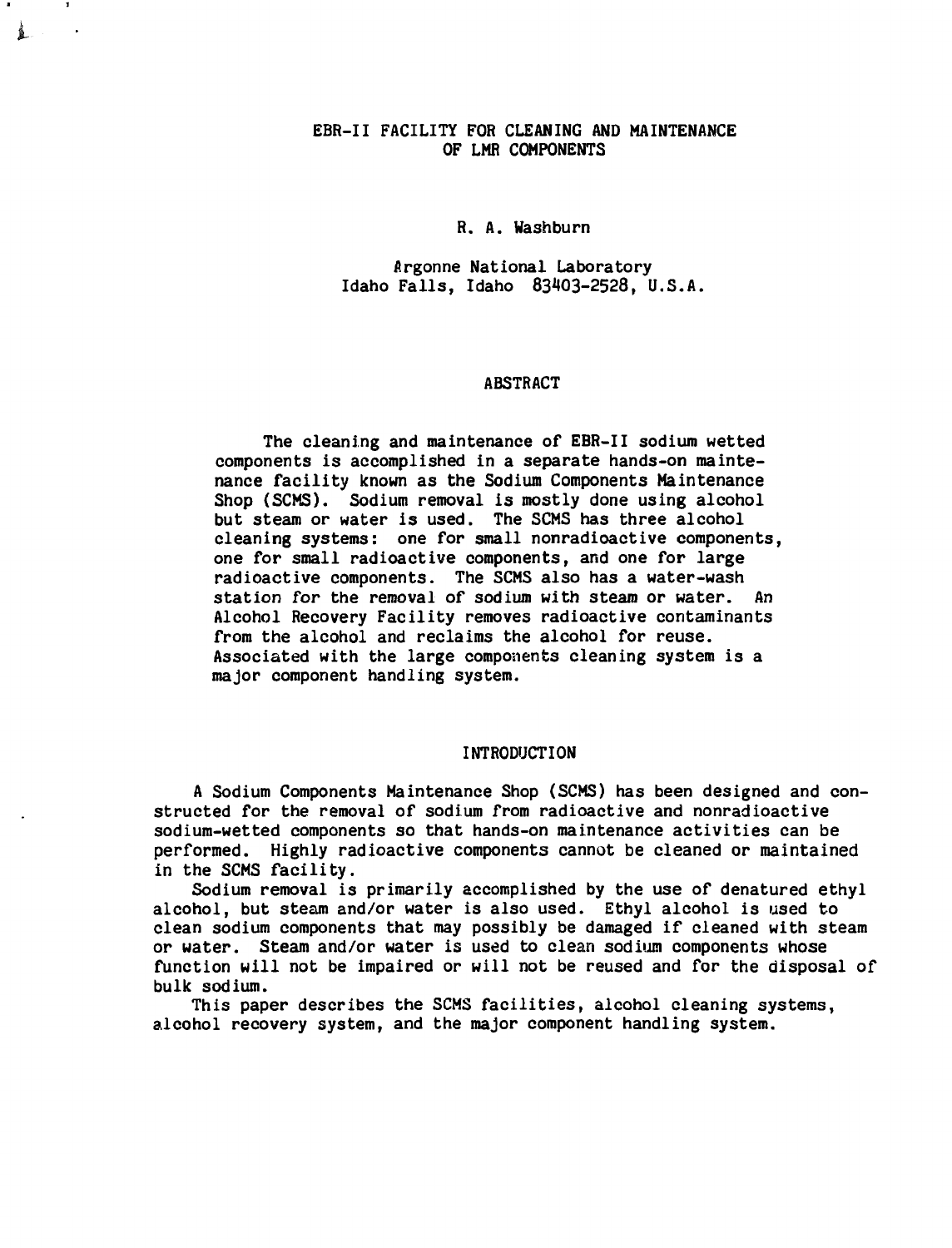# EBR-II FACILITY FOR CLEANING AND MAINTENANCE OF LMR COMPONENTS

R. A. Washburn

Argonne National Laboratory
Idaho Falls, Idaho 83403-2528, U.S.A.

## ABSTRACT

The cleaning and maintenance of EBR-II sodium wetted components is accomplished in a separate hands-on maintenance facility known as the Sodium Components Maintenance Shop (SCMS). Sodium removal is mostly done using alcohol but steam or water is used. The SCMS has three alcohol cleaning systems: one for small nonradioactive components, one for small radioactive components, and one for large radioactive components. The SCMS also has a water-wash station for the removal of sodium with steam or water. An Alcohol Recovery Facility removes radioactive contaminants from the alcohol and reclaims the alcohol for reuse. Associated with the large components cleaning system is a major component handling system.

## INTRODUCTION

A Sodium Components Maintenance Shop (SCMS) has been designed and constructed for the removal of sodium from radioactive and nonradioactive sodium-wetted components so that hands-on maintenance activities can be performed. Highly radioactive components cannot be cleaned or maintained in the SCMS facility.

Sodium removal is primarily accomplished by the use of denatured ethyl alcohol, but steam and/or water is also used. Ethyl alcohol is used to clean sodium components that may possibly be damaged if cleaned with steam or water. Steam and/or water is used to clean sodium components whose function will not be impaired or will not be reused and for the disposal of bulk sodium.

This paper describes the SCMS facilities, alcohol cleaning systems, alcohol recovery system, and the major component handling system.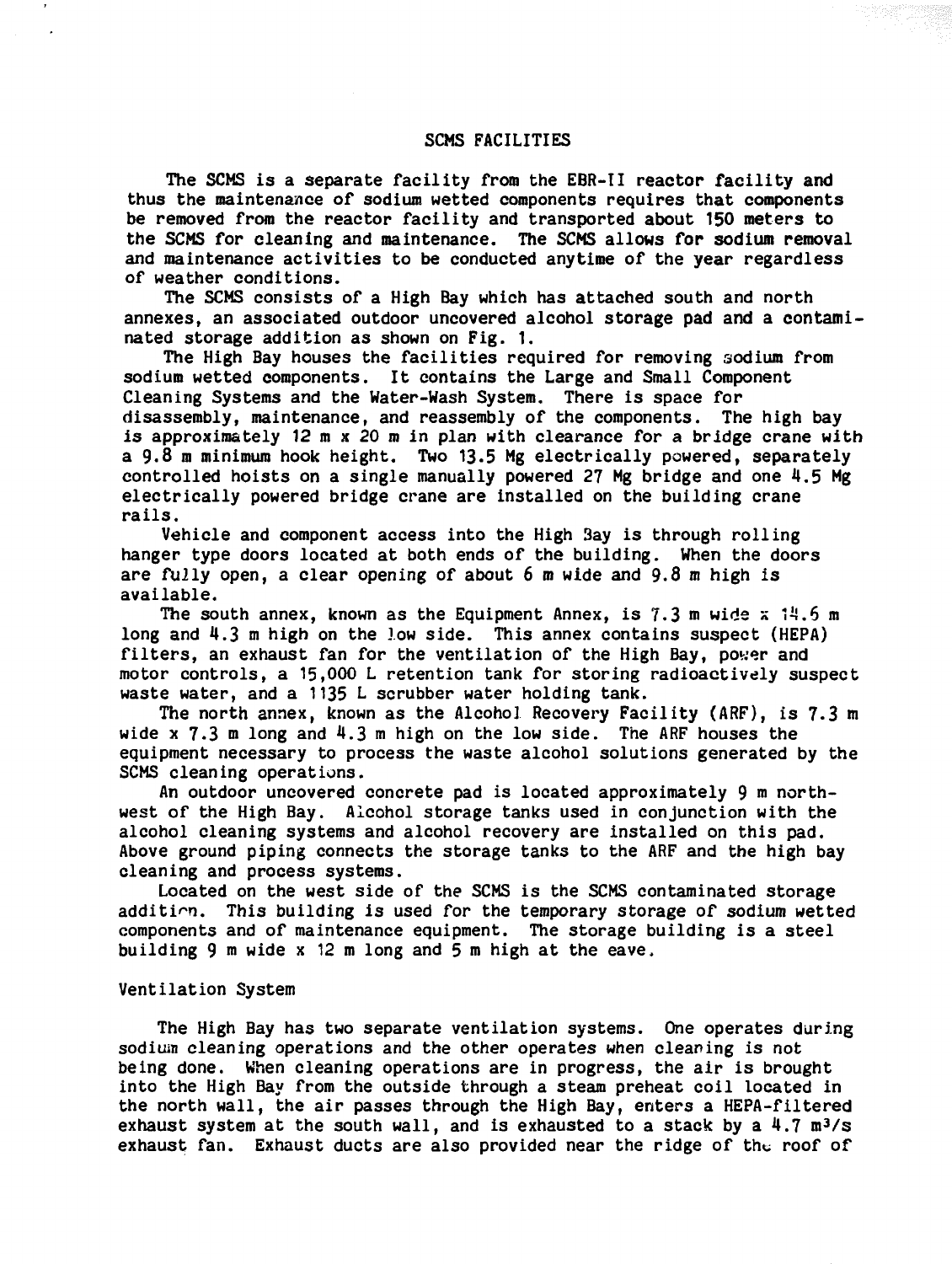## SCMS FACILITIES

The SCMS is a separate facility from the EBR-II reactor facility and thus the maintenance of sodium wetted components requires that components be removed from the reactor facility and transported about 150 meters to the SCMS for cleaning and maintenance. The SCMS allows for sodium removal and maintenance activities to be conducted anytime of the year regardless of weather conditions.

The SCMS consists of a High Bay which has attached south and north annexes, an associated outdoor uncovered alcohol storage pad and a contaminated storage addition as shown on Fig. 1.

The High Bay houses the facilities required for removing sodium from sodium wetted components. It contains the Large and Small Component Cleaning Systems and the Water-Wash System. There is space for disassembly, maintenance, and reassembly of the components. The high bay is approximately 12 m x 20 m in plan with clearance for a bridge crane with a 9.8 m minimum hook height. Two 13.5 Mg electrically powered, separately controlled hoists on a single manually powered 27 Mg bridge and one 4.5 Mg electrically powered bridge crane are installed on the building crane rails.

Vehicle and component access into the High Bay is through rolling hanger type doors located at both ends of the building. When the doors are fully open, a clear opening of about 6 m wide and 9.8 m high is available.

The south annex, known as the Equipment Annex, is 7.3 m wide x 14.6 m long and 4.3 m high on the low side. This annex contains suspect (HEPA) filters, an exhaust fan for the ventilation of the High Bay, power and motor controls, a 15,000 L retention tank for storing radioactively suspect waste water, and a 1135 L scrubber water holding tank.

The north annex, known as the Alcohol Recovery Facility (ARF), is 7.3 m wide x 7.3 m long and 4.3 m high on the low side. The ARF houses the equipment necessary to process the waste alcohol solutions generated by the SCMS cleaning operations.

An outdoor uncovered concrete pad is located approximately 9 m northwest of the High Bay. Alcohol storage tanks used in conjunction with the alcohol cleaning systems and alcohol recovery are installed on this pad. Above ground piping connects the storage tanks to the ARF and the high bay cleaning and process systems.

Located on the west side of the SCMS is the SCMS contaminated storage addition. This building is used for the temporary storage of sodium wetted components and of maintenance equipment. The storage building is a steel building 9 m wide x 12 m long and 5 m high at the eave.

### Ventilation System

The High Bay has two separate ventilation systems. One operates during sodium cleaning operations and the other operates when cleaning is not being done. When cleaning operations are in progress, the air is brought into the High Bay from the outside through a steam preheat coil located in the north wall, the air passes through the High Bay, enters a HEPA-filtered exhaust system at the south wall, and is exhausted to a stack by a 4.7 $m^3/s$ exhaust fan. Exhaust ducts are also provided near the ridge of the roof of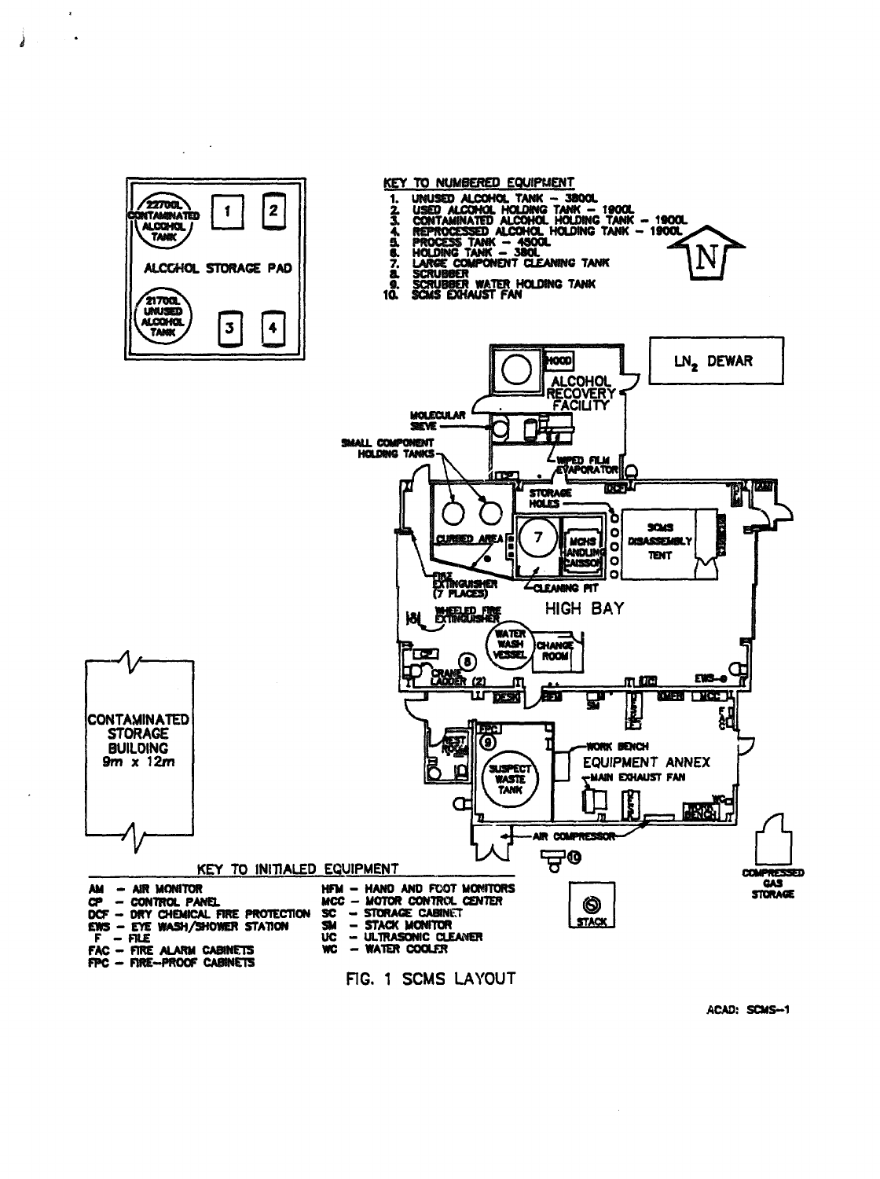**KEY TO NUMBERED EQUIPMENT**

1. UNUSED ALCOHOL TANK – 3800L
2. USED ALCOHOL HOLDING TANK – 1900L
3. CONTAMINATED ALCOHOL HOLDING TANK – 1900L
4. REPROCESSED ALCOHOL HOLDING TANK – 1900L
5. PROCESS TANK – 4500L
6. HOLDING TANK – 380L
7. LARGE COMPONENT CLEANING TANK
8. SCRUBBER
9. SCRUBBER WATER HOLDING TANK
10. SCMS EXHAUST FAN

**KEY TO INITIALED EQUIPMENT**

| | |
|---|---|
| AM – AIR MONITOR | HFM – HAND AND FOOT MONITORS |
| CP – CONTROL PANEL | MCC – MOTOR CONTROL CENTER |
| DCF – DRY CHEMICAL FIRE PROTECTION | SC – STORAGE CABINET |
| EWS – EYE WASH/SHOWER STATION | SM – STACK MONITOR |
| F – FILE | UC – ULTRASONIC CLEANER |
| FAC – FIRE ALARM CABINETS | WC – WATER COOLER |
| FPC – FIRE-PROOF CABINETS | |

FIG. 1 SCMS LAYOUT

ACAD: SCMS-1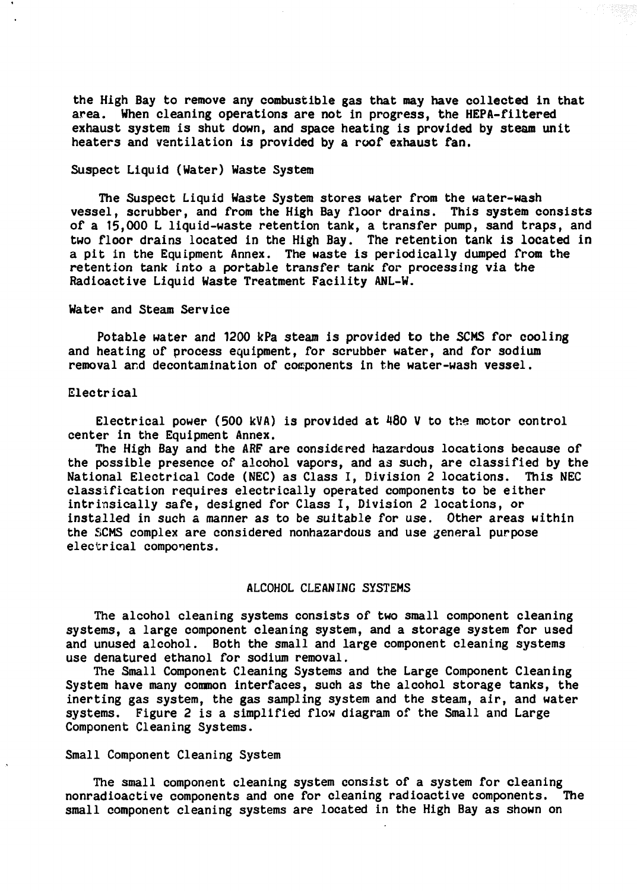the High Bay to remove any combustible gas that may have collected in that area. When cleaning operations are not in progress, the HEPA-filtered exhaust system is shut down, and space heating is provided by steam unit heaters and ventilation is provided by a roof exhaust fan.

### Suspect Liquid (Water) Waste System

The Suspect Liquid Waste System stores water from the water-wash vessel, scrubber, and from the High Bay floor drains. This system consists of a 15,000 L liquid-waste retention tank, a transfer pump, sand traps, and two floor drains located in the High Bay. The retention tank is located in a pit in the Equipment Annex. The waste is periodically dumped from the retention tank into a portable transfer tank for processing via the Radioactive Liquid Waste Treatment Facility ANL-W.

### Water and Steam Service

Potable water and 1200 kPa steam is provided to the SCMS for cooling and heating of process equipment, for scrubber water, and for sodium removal and decontamination of components in the water-wash vessel.

### Electrical

Electrical power (500 kVA) is provided at 480 V to the motor control center in the Equipment Annex.

The High Bay and the ARF are considered hazardous locations because of the possible presence of alcohol vapors, and as such, are classified by the National Electrical Code (NEC) as Class I, Division 2 locations. This NEC classification requires electrically operated components to be either intrinsically safe, designed for Class I, Division 2 locations, or installed in such a manner as to be suitable for use. Other areas within the SCMS complex are considered nonhazardous and use general purpose electrical components.

## ALCOHOL CLEANING SYSTEMS

The alcohol cleaning systems consists of two small component cleaning systems, a large component cleaning system, and a storage system for used and unused alcohol. Both the small and large component cleaning systems use denatured ethanol for sodium removal.

The Small Component Cleaning Systems and the Large Component Cleaning System have many common interfaces, such as the alcohol storage tanks, the inerting gas system, the gas sampling system and the steam, air, and water systems. Figure 2 is a simplified flow diagram of the Small and Large Component Cleaning Systems.

### Small Component Cleaning System

The small component cleaning system consist of a system for cleaning nonradioactive components and one for cleaning radioactive components. The small component cleaning systems are located in the High Bay as shown on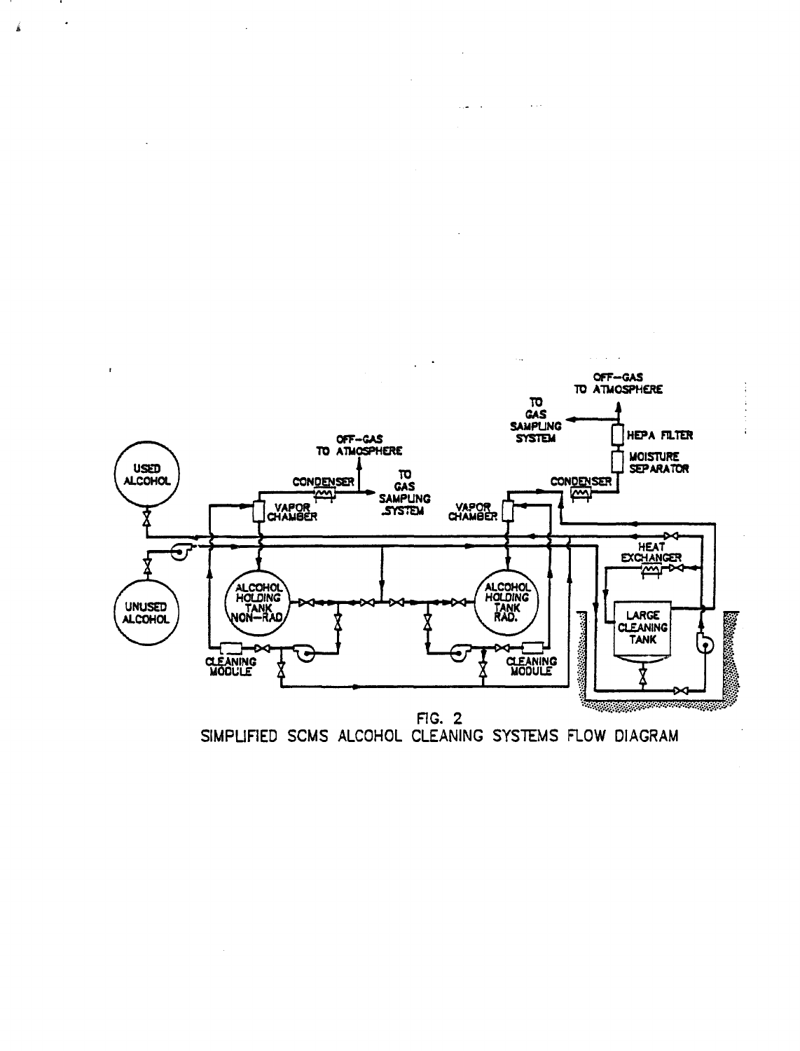FIG. 2

SIMPLIFIED SCMS ALCOHOL CLEANING SYSTEMS FLOW DIAGRAM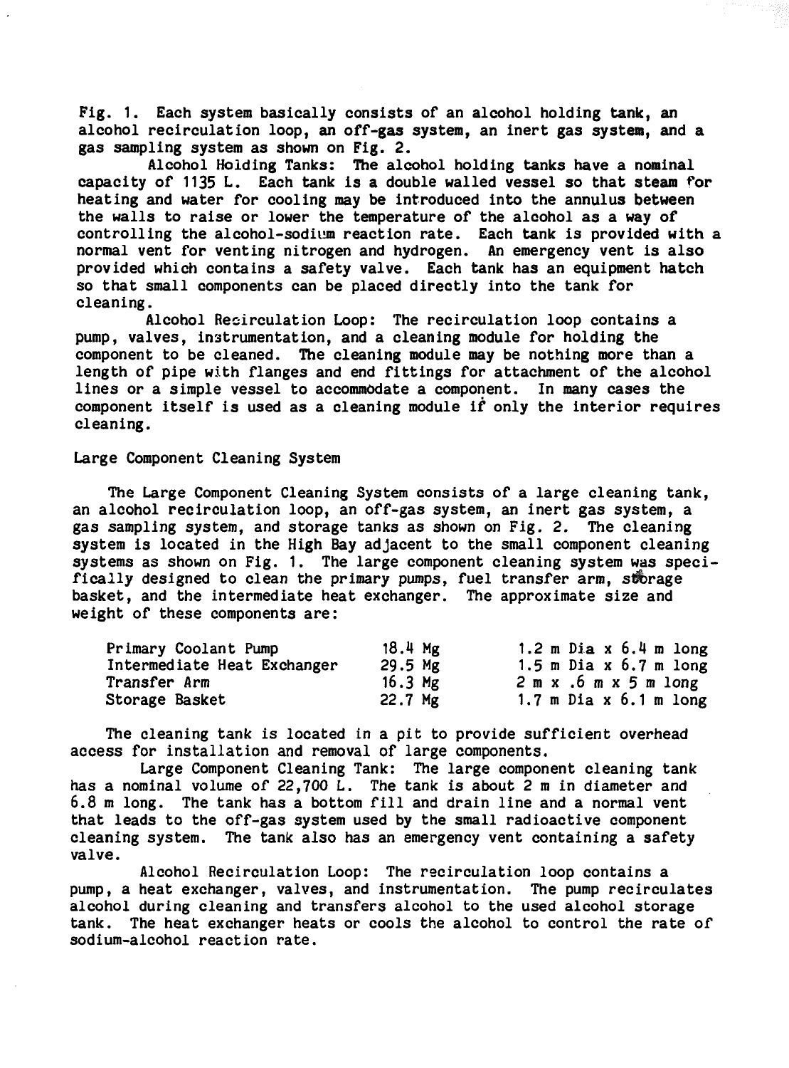Fig. 1. Each system basically consists of an alcohol holding tank, an alcohol recirculation loop, an off-gas system, an inert gas system, and a gas sampling system as shown on Fig. 2.

Alcohol Holding Tanks: The alcohol holding tanks have a nominal capacity of 1135 L. Each tank is a double walled vessel so that steam for heating and water for cooling may be introduced into the annulus between the walls to raise or lower the temperature of the alcohol as a way of controlling the alcohol-sodium reaction rate. Each tank is provided with a normal vent for venting nitrogen and hydrogen. An emergency vent is also provided which contains a safety valve. Each tank has an equipment hatch so that small components can be placed directly into the tank for cleaning.

Alcohol Recirculation Loop: The recirculation loop contains a pump, valves, instrumentation, and a cleaning module for holding the component to be cleaned. The cleaning module may be nothing more than a length of pipe with flanges and end fittings for attachment of the alcohol lines or a simple vessel to accommodate a component. In many cases the component itself is used as a cleaning module if only the interior requires cleaning.

## Large Component Cleaning System

The Large Component Cleaning System consists of a large cleaning tank, an alcohol recirculation loop, an off-gas system, an inert gas system, a gas sampling system, and storage tanks as shown on Fig. 2. The cleaning system is located in the High Bay adjacent to the small component cleaning systems as shown on Fig. 1. The large component cleaning system was specifically designed to clean the primary pumps, fuel transfer arm, storage basket, and the intermediate heat exchanger. The approximate size and weight of these components are:

| | | |
|---|---|---|
| Primary Coolant Pump | 18.4 Mg | 1.2 m Dia x 6.4 m long |
| Intermediate Heat Exchanger | 29.5 Mg | 1.5 m Dia x 6.7 m long |
| Transfer Arm | 16.3 Mg | 2 m x .6 m x 5 m long |
| Storage Basket | 22.7 Mg | 1.7 m Dia x 6.1 m long |

The cleaning tank is located in a pit to provide sufficient overhead access for installation and removal of large components.

Large Component Cleaning Tank: The large component cleaning tank has a nominal volume of 22,700 L. The tank is about 2 m in diameter and 6.8 m long. The tank has a bottom fill and drain line and a normal vent that leads to the off-gas system used by the small radioactive component cleaning system. The tank also has an emergency vent containing a safety valve.

Alcohol Recirculation Loop: The recirculation loop contains a pump, a heat exchanger, valves, and instrumentation. The pump recirculates alcohol during cleaning and transfers alcohol to the used alcohol storage tank. The heat exchanger heats or cools the alcohol to control the rate of sodium-alcohol reaction rate.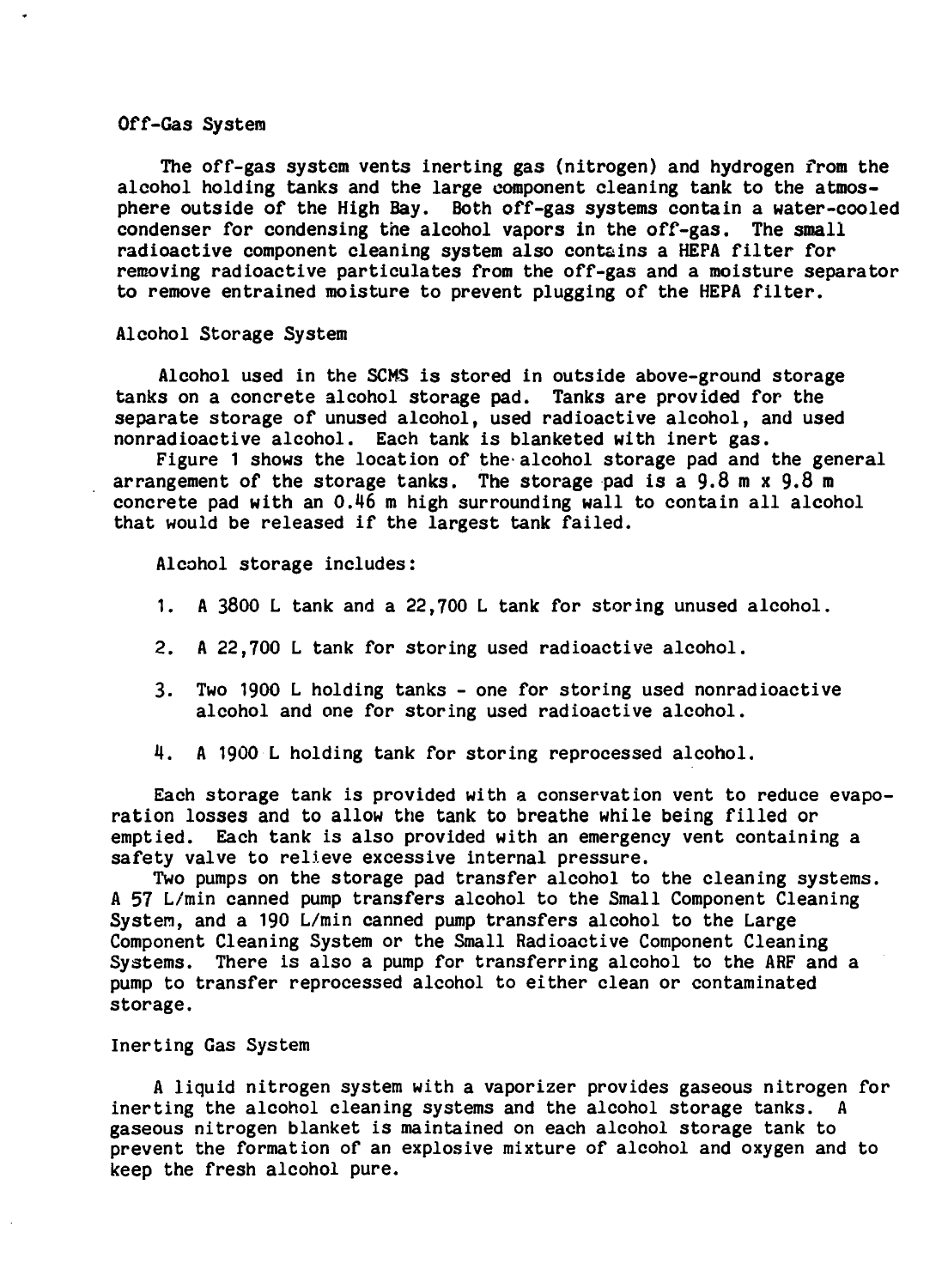### Off-Gas System

The off-gas system vents inerting gas (nitrogen) and hydrogen from the alcohol holding tanks and the large component cleaning tank to the atmosphere outside of the High Bay. Both off-gas systems contain a water-cooled condenser for condensing the alcohol vapors in the off-gas. The small radioactive component cleaning system also contains a HEPA filter for removing radioactive particulates from the off-gas and a moisture separator to remove entrained moisture to prevent plugging of the HEPA filter.

### Alcohol Storage System

Alcohol used in the SCMS is stored in outside above-ground storage tanks on a concrete alcohol storage pad. Tanks are provided for the separate storage of unused alcohol, used radioactive alcohol, and used nonradioactive alcohol. Each tank is blanketed with inert gas.

Figure 1 shows the location of the alcohol storage pad and the general arrangement of the storage tanks. The storage pad is a 9.8 m x 9.8 m concrete pad with an 0.46 m high surrounding wall to contain all alcohol that would be released if the largest tank failed.

Alcohol storage includes:

1. A 3800 L tank and a 22,700 L tank for storing unused alcohol.
2. A 22,700 L tank for storing used radioactive alcohol.
3. Two 1900 L holding tanks - one for storing used nonradioactive alcohol and one for storing used radioactive alcohol.
4. A 1900 L holding tank for storing reprocessed alcohol.

Each storage tank is provided with a conservation vent to reduce evaporation losses and to allow the tank to breathe while being filled or emptied. Each tank is also provided with an emergency vent containing a safety valve to relieve excessive internal pressure.

Two pumps on the storage pad transfer alcohol to the cleaning systems. A 57 L/min canned pump transfers alcohol to the Small Component Cleaning System, and a 190 L/min canned pump transfers alcohol to the Large Component Cleaning System or the Small Radioactive Component Cleaning Systems. There is also a pump for transferring alcohol to the ARF and a pump to transfer reprocessed alcohol to either clean or contaminated storage.

### Inerting Gas System

A liquid nitrogen system with a vaporizer provides gaseous nitrogen for inerting the alcohol cleaning systems and the alcohol storage tanks. A gaseous nitrogen blanket is maintained on each alcohol storage tank to prevent the formation of an explosive mixture of alcohol and oxygen and to keep the fresh alcohol pure.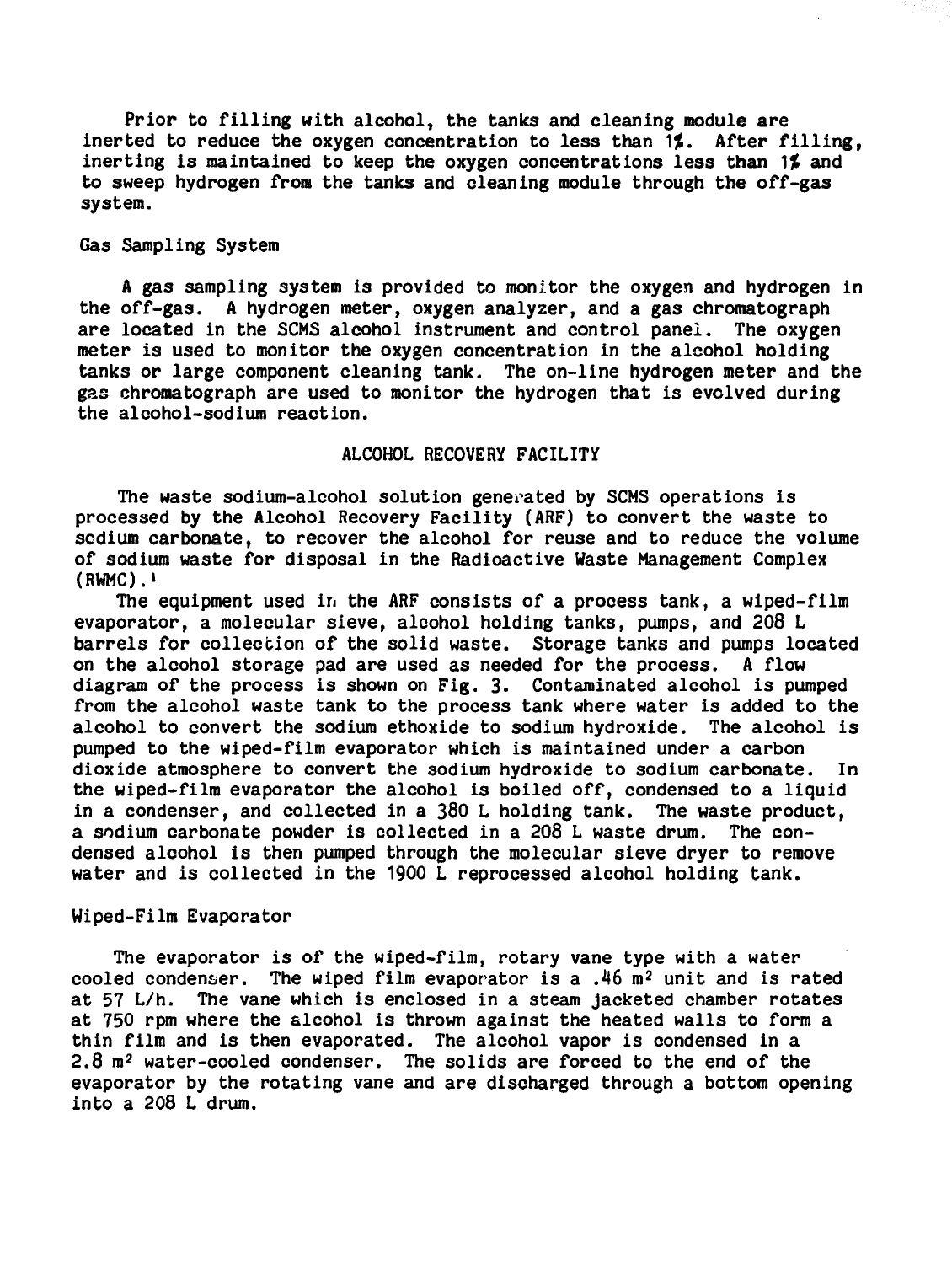Prior to filling with alcohol, the tanks and cleaning module are inerted to reduce the oxygen concentration to less than 1%. After filling, inerting is maintained to keep the oxygen concentrations less than 1% and to sweep hydrogen from the tanks and cleaning module through the off-gas system.

### Gas Sampling System

A gas sampling system is provided to monitor the oxygen and hydrogen in the off-gas. A hydrogen meter, oxygen analyzer, and a gas chromatograph are located in the SCMS alcohol instrument and control panel. The oxygen meter is used to monitor the oxygen concentration in the alcohol holding tanks or large component cleaning tank. The on-line hydrogen meter and the gas chromatograph are used to monitor the hydrogen that is evolved during the alcohol-sodium reaction.

## ALCOHOL RECOVERY FACILITY

The waste sodium-alcohol solution generated by SCMS operations is processed by the Alcohol Recovery Facility (ARF) to convert the waste to sodium carbonate, to recover the alcohol for reuse and to reduce the volume of sodium waste for disposal in the Radioactive Waste Management Complex (RWMC).[1]

The equipment used in the ARF consists of a process tank, a wiped-film evaporator, a molecular sieve, alcohol holding tanks, pumps, and 208 L barrels for collection of the solid waste. Storage tanks and pumps located on the alcohol storage pad are used as needed for the process. A flow diagram of the process is shown on Fig. 3. Contaminated alcohol is pumped from the alcohol waste tank to the process tank where water is added to the alcohol to convert the sodium ethoxide to sodium hydroxide. The alcohol is pumped to the wiped-film evaporator which is maintained under a carbon dioxide atmosphere to convert the sodium hydroxide to sodium carbonate. In the wiped-film evaporator the alcohol is boiled off, condensed to a liquid in a condenser, and collected in a 380 L holding tank. The waste product, a sodium carbonate powder is collected in a 208 L waste drum. The condensed alcohol is then pumped through the molecular sieve dryer to remove water and is collected in the 1900 L reprocessed alcohol holding tank.

### Wiped-Film Evaporator

The evaporator is of the wiped-film, rotary vane type with a water cooled condenser. The wiped film evaporator is a .46 $m^2$ unit and is rated at 57 L/h. The vane which is enclosed in a steam jacketed chamber rotates at 750 rpm where the alcohol is thrown against the heated walls to form a thin film and is then evaporated. The alcohol vapor is condensed in a 2.8 $m^2$ water-cooled condenser. The solids are forced to the end of the evaporator by the rotating vane and are discharged through a bottom opening into a 208 L drum.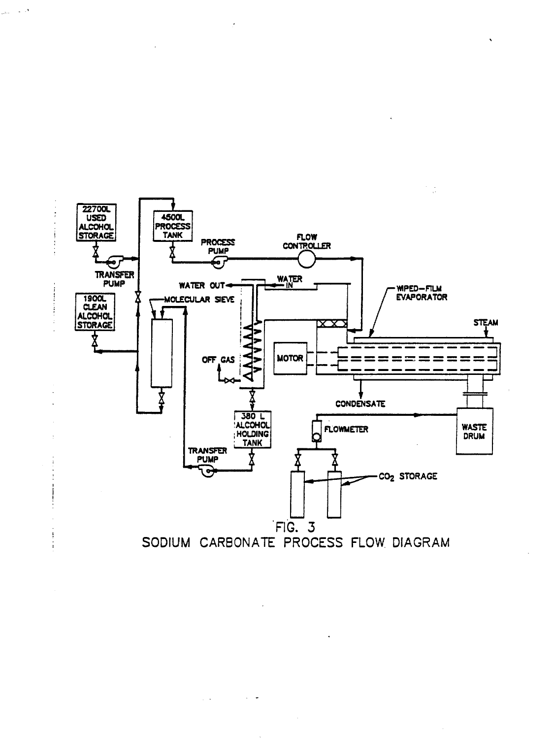FIG. 3

SODIUM CARBONATE PROCESS FLOW DIAGRAM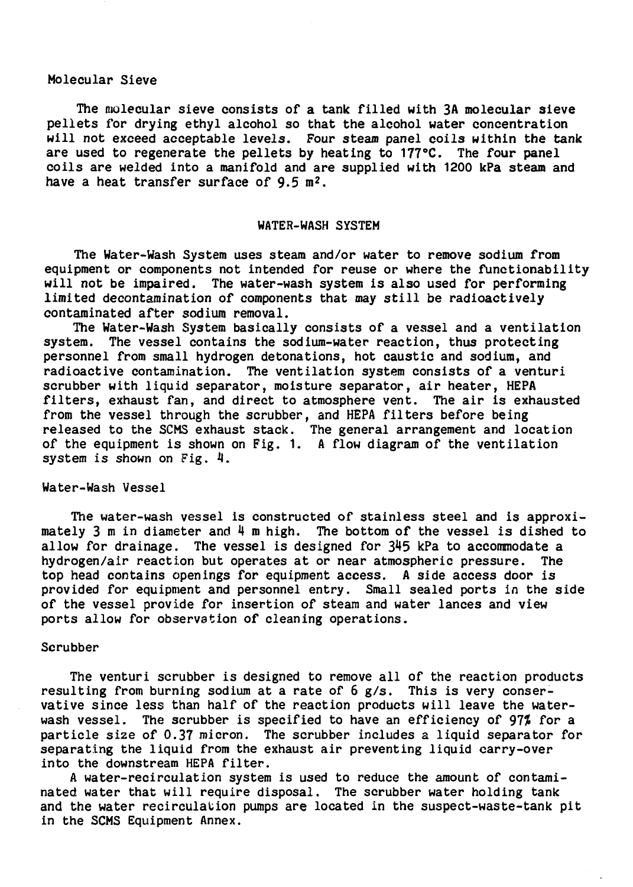### Molecular Sieve

The molecular sieve consists of a tank filled with 3A molecular sieve pellets for drying ethyl alcohol so that the alcohol water concentration will not exceed acceptable levels. Four steam panel coils within the tank are used to regenerate the pellets by heating to 177°C. The four panel coils are welded into a manifold and are supplied with 1200 kPa steam and have a heat transfer surface of 9.5 $m^2$.

## WATER-WASH SYSTEM

The Water-Wash System uses steam and/or water to remove sodium from equipment or components not intended for reuse or where the functionability will not be impaired. The water-wash system is also used for performing limited decontamination of components that may still be radioactively contaminated after sodium removal.

The Water-Wash System basically consists of a vessel and a ventilation system. The vessel contains the sodium-water reaction, thus protecting personnel from small hydrogen detonations, hot caustic and sodium, and radioactive contamination. The ventilation system consists of a venturi scrubber with liquid separator, moisture separator, air heater, HEPA filters, exhaust fan, and direct to atmosphere vent. The air is exhausted from the vessel through the scrubber, and HEPA filters before being released to the SCMS exhaust stack. The general arrangement and location of the equipment is shown on Fig. 1. A flow diagram of the ventilation system is shown on Fig. 4.

### Water-Wash Vessel

The water-wash vessel is constructed of stainless steel and is approximately 3 m in diameter and 4 m high. The bottom of the vessel is dished to allow for drainage. The vessel is designed for 345 kPa to accommodate a hydrogen/air reaction but operates at or near atmospheric pressure. The top head contains openings for equipment access. A side access door is provided for equipment and personnel entry. Small sealed ports in the side of the vessel provide for insertion of steam and water lances and view ports allow for observation of cleaning operations.

### Scrubber

The venturi scrubber is designed to remove all of the reaction products resulting from burning sodium at a rate of 6 g/s. This is very conservative since less than half of the reaction products will leave the water-wash vessel. The scrubber is specified to have an efficiency of 97% for a particle size of 0.37 micron. The scrubber includes a liquid separator for separating the liquid from the exhaust air preventing liquid carry-over into the downstream HEPA filter.

A water-recirculation system is used to reduce the amount of contaminated water that will require disposal. The scrubber water holding tank and the water recirculation pumps are located in the suspect-waste-tank pit in the SCMS Equipment Annex.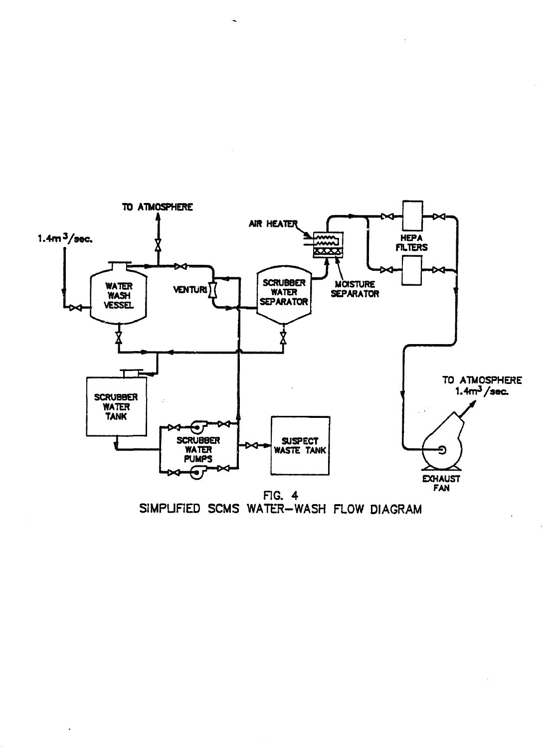FIG. 4
SIMPLIFIED SCMS WATER-WASH FLOW DIAGRAM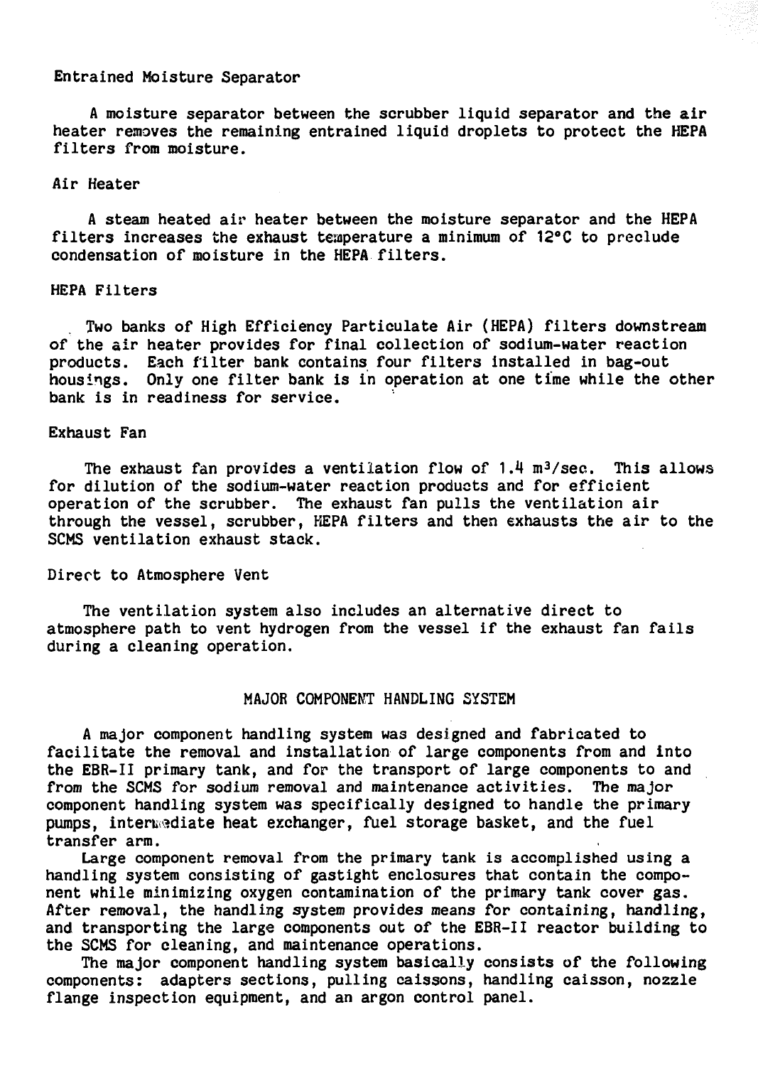### Entrained Moisture Separator

A moisture separator between the scrubber liquid separator and the air heater removes the remaining entrained liquid droplets to protect the HEPA filters from moisture.

### Air Heater

A steam heated air heater between the moisture separator and the HEPA filters increases the exhaust temperature a minimum of 12°C to preclude condensation of moisture in the HEPA filters.

### HEPA Filters

Two banks of High Efficiency Particulate Air (HEPA) filters downstream of the air heater provides for final collection of sodium-water reaction products. Each filter bank contains four filters installed in bag-out housings. Only one filter bank is in operation at one time while the other bank is in readiness for service.

### Exhaust Fan

The exhaust fan provides a ventilation flow of 1.4 $m^3$/sec. This allows for dilution of the sodium-water reaction products and for efficient operation of the scrubber. The exhaust fan pulls the ventilation air through the vessel, scrubber, HEPA filters and then exhausts the air to the SCMS ventilation exhaust stack.

### Direct to Atmosphere Vent

The ventilation system also includes an alternative direct to atmosphere path to vent hydrogen from the vessel if the exhaust fan fails during a cleaning operation.

## MAJOR COMPONENT HANDLING SYSTEM

A major component handling system was designed and fabricated to facilitate the removal and installation of large components from and into the EBR-II primary tank, and for the transport of large components to and from the SCMS for sodium removal and maintenance activities. The major component handling system was specifically designed to handle the primary pumps, intermediate heat exchanger, fuel storage basket, and the fuel transfer arm.

Large component removal from the primary tank is accomplished using a handling system consisting of gastight enclosures that contain the component while minimizing oxygen contamination of the primary tank cover gas. After removal, the handling system provides means for containing, handling, and transporting the large components out of the EBR-II reactor building to the SCMS for cleaning, and maintenance operations.

The major component handling system basically consists of the following components: adapters sections, pulling caissons, handling caisson, nozzle flange inspection equipment, and an argon control panel.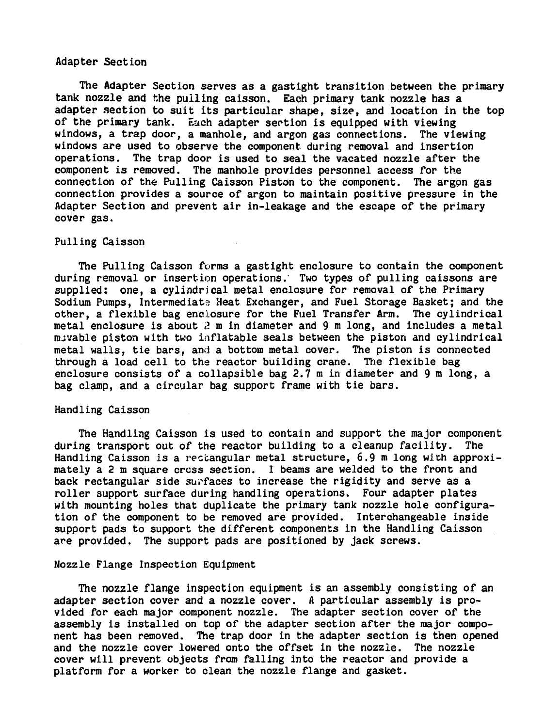### Adapter Section

The Adapter Section serves as a gastight transition between the primary tank nozzle and the pulling caisson. Each primary tank nozzle has a adapter section to suit its particular shape, size, and location in the top of the primary tank. Each adapter section is equipped with viewing windows, a trap door, a manhole, and argon gas connections. The viewing windows are used to observe the component during removal and insertion operations. The trap door is used to seal the vacated nozzle after the component is removed. The manhole provides personnel access for the connection of the Pulling Caisson Piston to the component. The argon gas connection provides a source of argon to maintain positive pressure in the Adapter Section and prevent air in-leakage and the escape of the primary cover gas.

### Pulling Caisson

The Pulling Caisson forms a gastight enclosure to contain the component during removal or insertion operations. Two types of pulling caissons are supplied: one, a cylindrical metal enclosure for removal of the Primary Sodium Pumps, Intermediate Heat Exchanger, and Fuel Storage Basket; and the other, a flexible bag enclosure for the Fuel Transfer Arm. The cylindrical metal enclosure is about 2 m in diameter and 9 m long, and includes a metal movable piston with two inflatable seals between the piston and cylindrical metal walls, tie bars, and a bottom metal cover. The piston is connected through a load cell to the reactor building crane. The flexible bag enclosure consists of a collapsible bag 2.7 m in diameter and 9 m long, a bag clamp, and a circular bag support frame with tie bars.

### Handling Caisson

The Handling Caisson is used to contain and support the major component during transport out of the reactor building to a cleanup facility. The Handling Caisson is a rectangular metal structure, 6.9 m long with approximately a 2 m square cross section. I beams are welded to the front and back rectangular side surfaces to increase the rigidity and serve as a roller support surface during handling operations. Four adapter plates with mounting holes that duplicate the primary tank nozzle hole configuration of the component to be removed are provided. Interchangeable inside support pads to support the different components in the Handling Caisson are provided. The support pads are positioned by jack screws.

### Nozzle Flange Inspection Equipment

The nozzle flange inspection equipment is an assembly consisting of an adapter section cover and a nozzle cover. A particular assembly is provided for each major component nozzle. The adapter section cover of the assembly is installed on top of the adapter section after the major component has been removed. The trap door in the adapter section is then opened and the nozzle cover lowered onto the offset in the nozzle. The nozzle cover will prevent objects from falling into the reactor and provide a platform for a worker to clean the nozzle flange and gasket.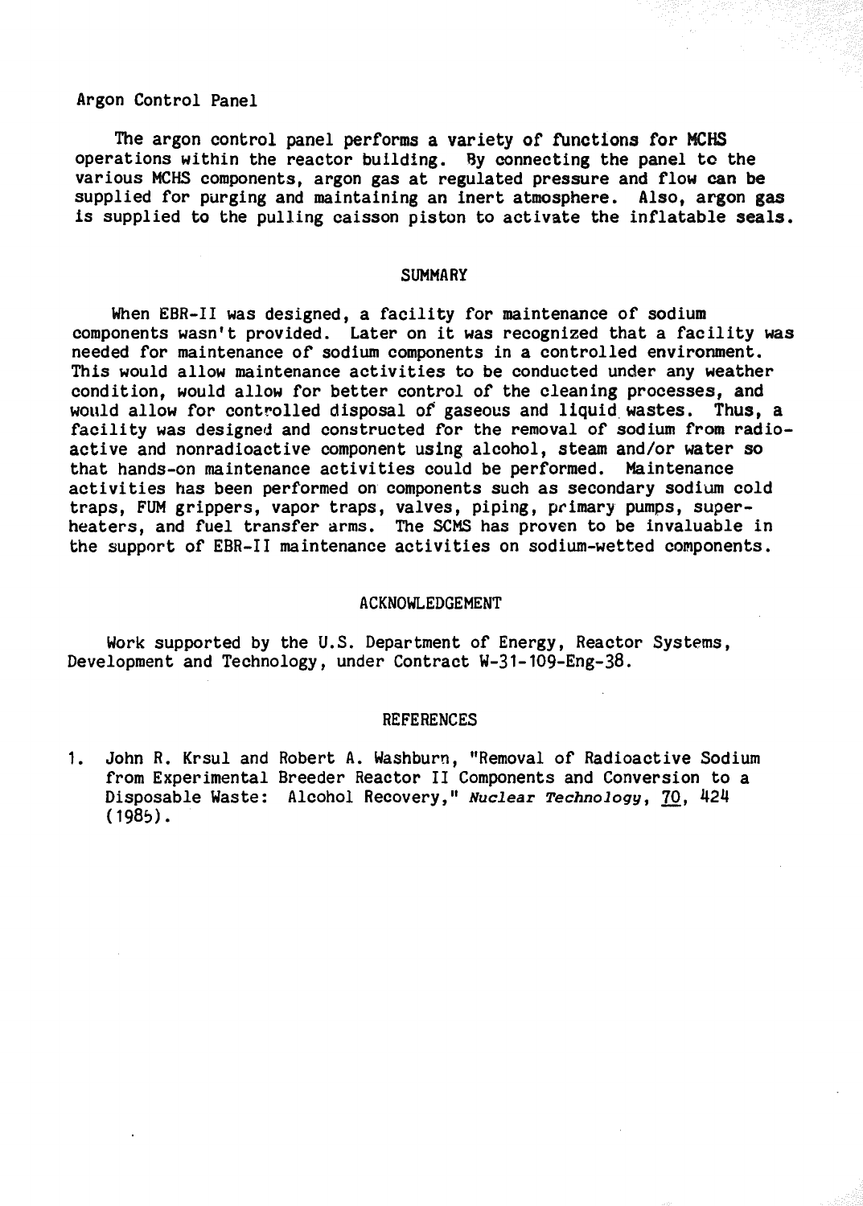Argon Control Panel

The argon control panel performs a variety of functions for MCHS operations within the reactor building. By connecting the panel to the various MCHS components, argon gas at regulated pressure and flow can be supplied for purging and maintaining an inert atmosphere. Also, argon gas is supplied to the pulling caisson piston to activate the inflatable seals.

## SUMMARY

When EBR-II was designed, a facility for maintenance of sodium components wasn't provided. Later on it was recognized that a facility was needed for maintenance of sodium components in a controlled environment. This would allow maintenance activities to be conducted under any weather condition, would allow for better control of the cleaning processes, and would allow for controlled disposal of gaseous and liquid wastes. Thus, a facility was designed and constructed for the removal of sodium from radioactive and nonradioactive component using alcohol, steam and/or water so that hands-on maintenance activities could be performed. Maintenance activities has been performed on components such as secondary sodium cold traps, FUM grippers, vapor traps, valves, piping, primary pumps, superheaters, and fuel transfer arms. The SCMS has proven to be invaluable in the support of EBR-II maintenance activities on sodium-wetted components.

## ACKNOWLEDGEMENT

Work supported by the U.S. Department of Energy, Reactor Systems, Development and Technology, under Contract W-31-109-Eng-38.

## REFERENCES

1. John R. Krsul and Robert A. Washburn, "Removal of Radioactive Sodium from Experimental Breeder Reactor II Components and Conversion to a Disposable Waste: Alcohol Recovery," *Nuclear Technology*, 70, 424 (1985).